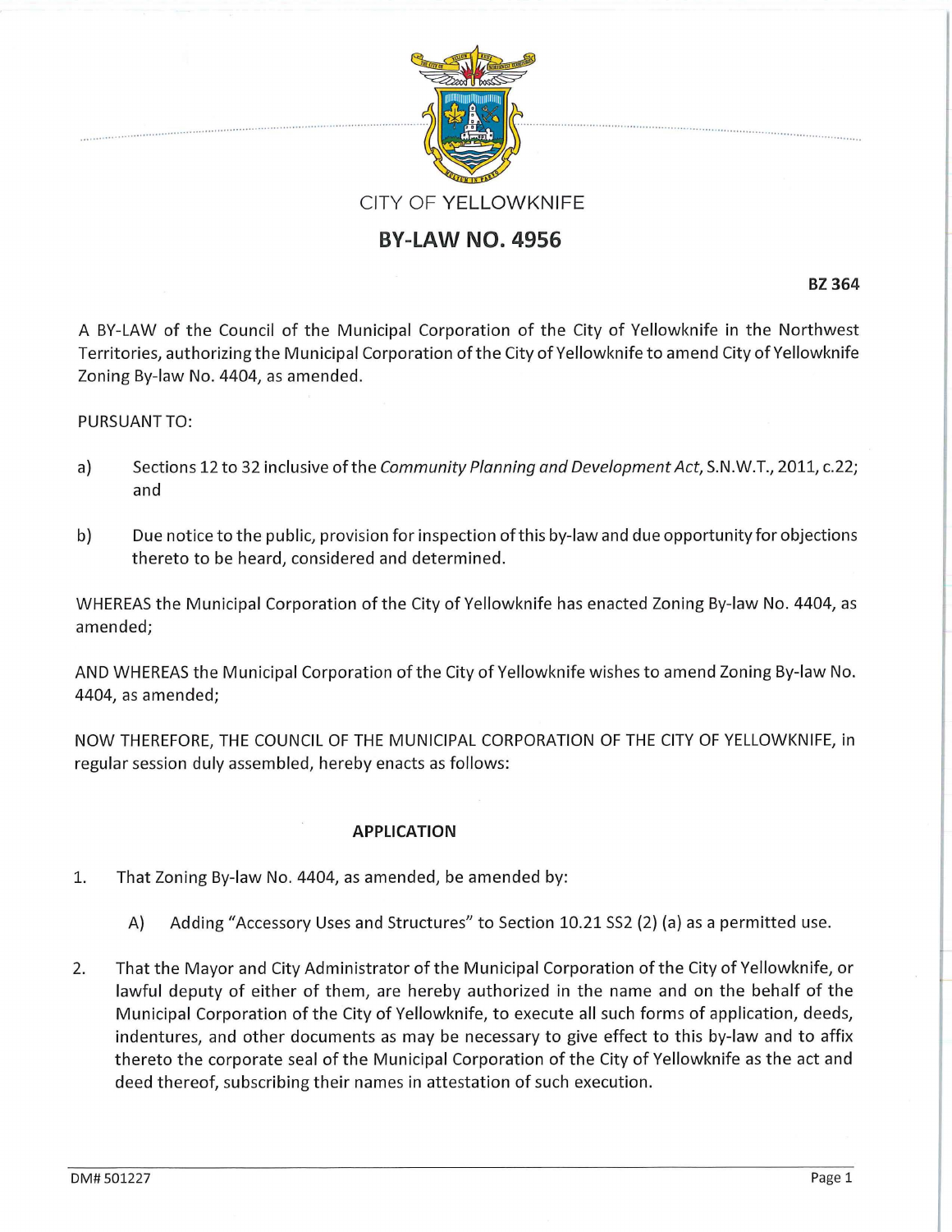CITY OF YELLOWKNIFE

# BY-LAW NO. 4956

**BZ 364**

A BY-LAW of the Council of the Municipal Corporation of the City of Yellowknife in the Northwest Territories, authorizing the Municipal Corporation of the City of Yellowknife to amend City of Yellowknife Zoning By-law No. 4404, as amended.

PURSUANT TO:

a) Sections 12 to 32 inclusive of the *Community Planning and Development Act*, S.N.W.T., 2011, c.22; and

b) Due notice to the public, provision for inspection of this by-law and due opportunity for objections thereto to be heard, considered and determined.

WHEREAS the Municipal Corporation of the City of Yellowknife has enacted Zoning By-law No. 4404, as amended;

AND WHEREAS the Municipal Corporation of the City of Yellowknife wishes to amend Zoning By-law No. 4404, as amended;

NOW THEREFORE, THE COUNCIL OF THE MUNICIPAL CORPORATION OF THE CITY OF YELLOWKNIFE, in regular session duly assembled, hereby enacts as follows:

## APPLICATION

1. That Zoning By-law No. 4404, as amended, be amended by:

   A) Adding "Accessory Uses and Structures" to Section 10.21 SS2 (2) (a) as a permitted use.

2. That the Mayor and City Administrator of the Municipal Corporation of the City of Yellowknife, or lawful deputy of either of them, are hereby authorized in the name and on the behalf of the Municipal Corporation of the City of Yellowknife, to execute all such forms of application, deeds, indentures, and other documents as may be necessary to give effect to this by-law and to affix thereto the corporate seal of the Municipal Corporation of the City of Yellowknife as the act and deed thereof, subscribing their names in attestation of such execution.

DM# 501227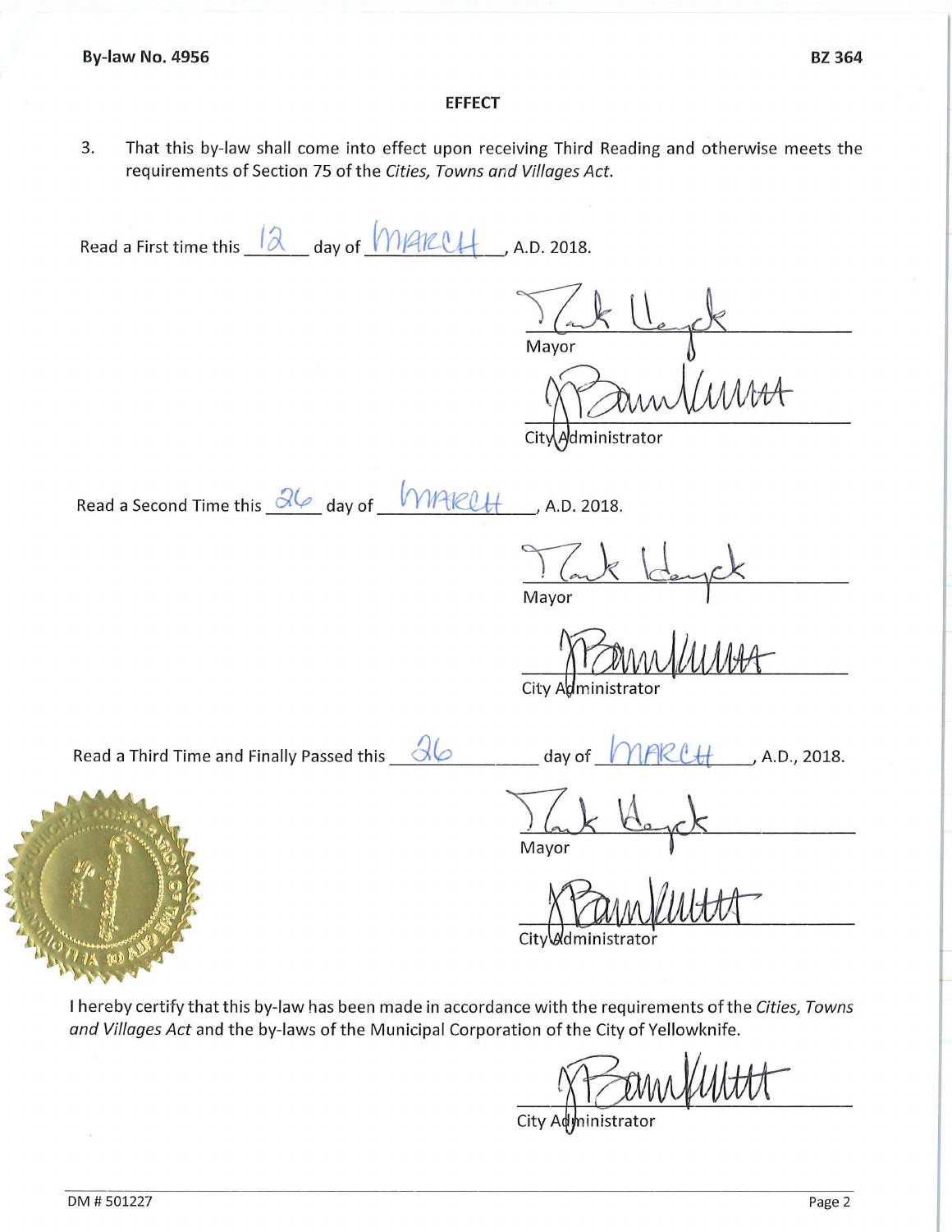**EFFECT**

3. That this by-law shall come into effect upon receiving Third Reading and otherwise meets the requirements of Section 75 of the *Cities, Towns and Villages Act*.

Read a First time this 12 day of MARCH, A.D. 2018.

Mayor

City Administrator

Read a Second Time this 26 day of MARCH, A.D. 2018.

Mayor

City Administrator

Read a Third Time and Finally Passed this 26 day of MARCH, A.D., 2018.

Mayor

City Administrator

I hereby certify that this by-law has been made in accordance with the requirements of the *Cities, Towns and Villages Act* and the by-laws of the Municipal Corporation of the City of Yellowknife.

City Administrator

DM # 501227